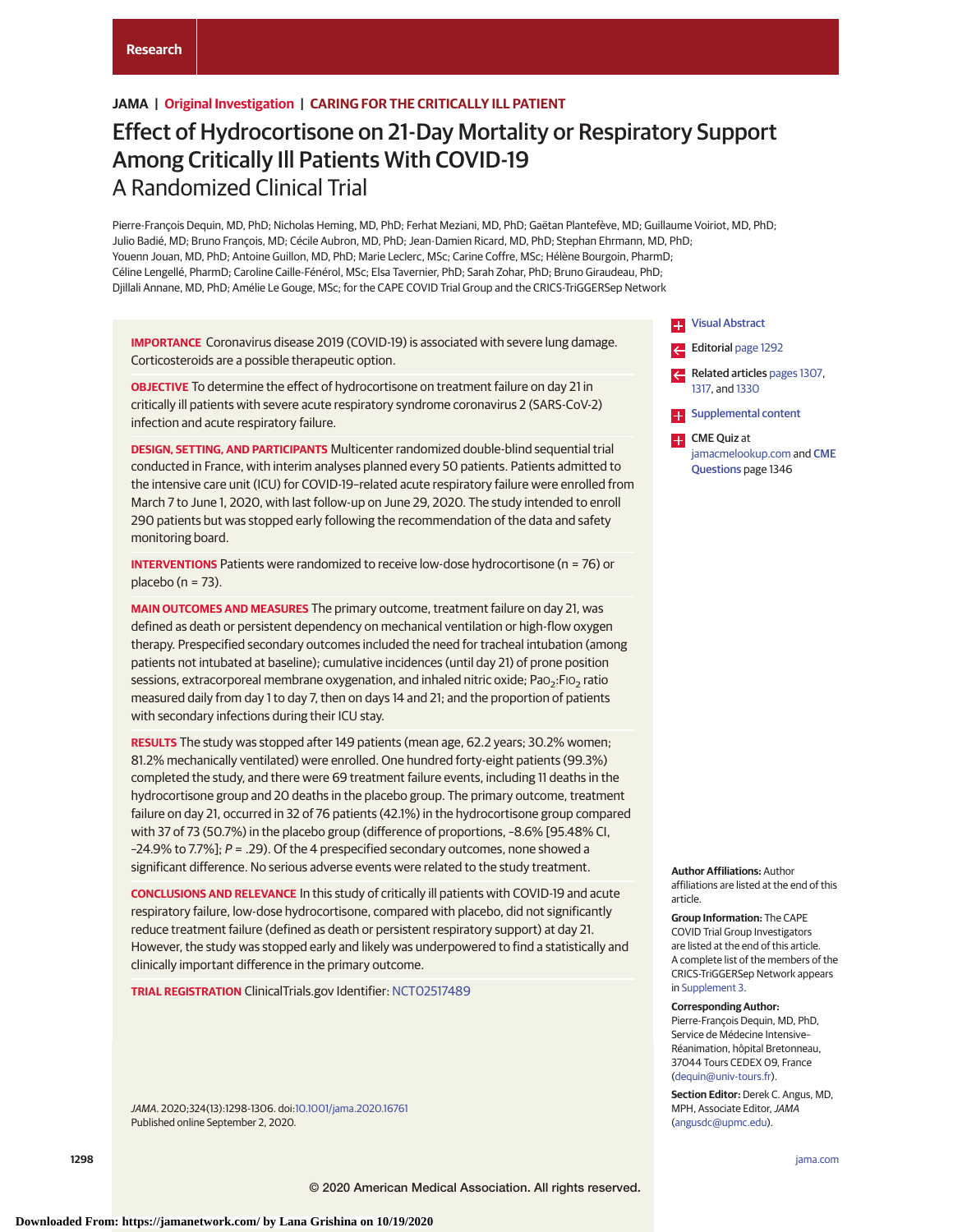Research

JAMA | Original Investigation | CARING FOR THE CRITICALLY ILL PATIENT

# Effect of Hydrocortisone on 21-Day Mortality or Respiratory Support Among Critically Ill Patients With COVID-19
## A Randomized Clinical Trial

Pierre-François Dequin, MD, PhD; Nicholas Heming, MD, PhD; Ferhat Meziani, MD, PhD; Gaëtan Plantefève, MD; Guillaume Voiriot, MD, PhD; Julio Badié, MD; Bruno François, MD; Cécile Aubron, MD, PhD; Jean-Damien Ricard, MD, PhD; Stephan Ehrmann, MD, PhD; Youenn Jouan, MD, PhD; Antoine Guillon, MD, PhD; Marie Leclerc, MSc; Carine Coffre, MSc; Hélène Bourgoin, PharmD; Céline Lengellé, PharmD; Caroline Caille-Fénérol, MSc; Elsa Tavernier, PhD; Sarah Zohar, PhD; Bruno Giraudeau, PhD; Djillali Annane, MD, PhD; Amélie Le Gouge, MSc; for the CAPE COVID Trial Group and the CRICS-TriGGERSep Network

**IMPORTANCE** Coronavirus disease 2019 (COVID-19) is associated with severe lung damage. Corticosteroids are a possible therapeutic option.

**OBJECTIVE** To determine the effect of hydrocortisone on treatment failure on day 21 in critically ill patients with severe acute respiratory syndrome coronavirus 2 (SARS-CoV-2) infection and acute respiratory failure.

**DESIGN, SETTING, AND PARTICIPANTS** Multicenter randomized double-blind sequential trial conducted in France, with interim analyses planned every 50 patients. Patients admitted to the intensive care unit (ICU) for COVID-19–related acute respiratory failure were enrolled from March 7 to June 1, 2020, with last follow-up on June 29, 2020. The study intended to enroll 290 patients but was stopped early following the recommendation of the data and safety monitoring board.

**INTERVENTIONS** Patients were randomized to receive low-dose hydrocortisone (n = 76) or placebo (n = 73).

**MAIN OUTCOMES AND MEASURES** The primary outcome, treatment failure on day 21, was defined as death or persistent dependency on mechanical ventilation or high-flow oxygen therapy. Prespecified secondary outcomes included the need for tracheal intubation (among patients not intubated at baseline); cumulative incidences (until day 21) of prone position sessions, extracorporeal membrane oxygenation, and inhaled nitric oxide; $PaO_2$:$FIO_2$ ratio measured daily from day 1 to day 7, then on days 14 and 21; and the proportion of patients with secondary infections during their ICU stay.

**RESULTS** The study was stopped after 149 patients (mean age, 62.2 years; 30.2% women; 81.2% mechanically ventilated) were enrolled. One hundred forty-eight patients (99.3%) completed the study, and there were 69 treatment failure events, including 11 deaths in the hydrocortisone group and 20 deaths in the placebo group. The primary outcome, treatment failure on day 21, occurred in 32 of 76 patients (42.1%) in the hydrocortisone group compared with 37 of 73 (50.7%) in the placebo group (difference of proportions, –8.6% [95.48% CI, –24.9% to 7.7%]; *P* = .29). Of the 4 prespecified secondary outcomes, none showed a significant difference. No serious adverse events were related to the study treatment.

**CONCLUSIONS AND RELEVANCE** In this study of critically ill patients with COVID-19 and acute respiratory failure, low-dose hydrocortisone, compared with placebo, did not significantly reduce treatment failure (defined as death or persistent respiratory support) at day 21. However, the study was stopped early and likely was underpowered to find a statistically and clinically important difference in the primary outcome.

**TRIAL REGISTRATION** ClinicalTrials.gov Identifier: NCT02517489

*JAMA*. 2020;324(13):1298-1306. doi:10.1001/jama.2020.16761
Published online September 2, 2020.

Visual Abstract

Editorial page 1292

Related articles pages 1307, 1317, and 1330

Supplemental content

CME Quiz at jamacmelookup.com and CME Questions page 1346

**Author Affiliations:** Author affiliations are listed at the end of this article.

**Group Information:** The CAPE COVID Trial Group Investigators are listed at the end of this article. A complete list of the members of the CRICS-TriGGERSep Network appears in Supplement 3.

**Corresponding Author:** Pierre-François Dequin, MD, PhD, Service de Médecine Intensive–Réanimation, hôpital Bretonneau, 37044 Tours CEDEX 09, France (dequin@univ-tours.fr).

**Section Editor:** Derek C. Angus, MD, MPH, Associate Editor, *JAMA* (angusdc@upmc.edu).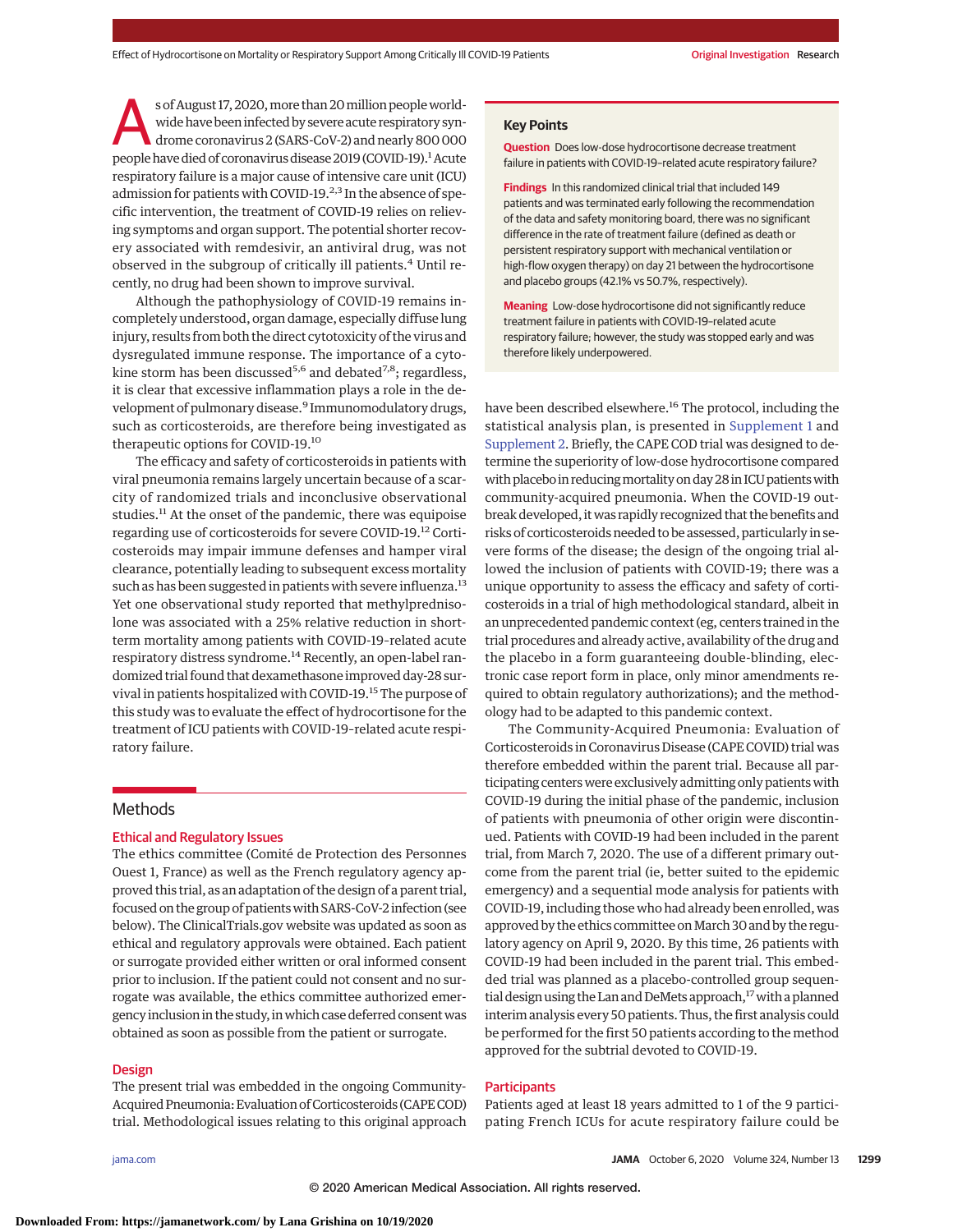As of August 17, 2020, more than 20 million people worldwide have been infected by severe acute respiratory syndrome coronavirus 2 (SARS-CoV-2) and nearly 800 000 people have died of coronavirus disease 2019 (COVID-19).[1] Acute respiratory failure is a major cause of intensive care unit (ICU) admission for patients with COVID-19.[2,3] In the absence of specific intervention, the treatment of COVID-19 relies on relieving symptoms and organ support. The potential shorter recovery associated with remdesivir, an antiviral drug, was not observed in the subgroup of critically ill patients.[4] Until recently, no drug had been shown to improve survival.

Although the pathophysiology of COVID-19 remains incompletely understood, organ damage, especially diffuse lung injury, results from both the direct cytotoxicity of the virus and dysregulated immune response. The importance of a cytokine storm has been discussed[5,6] and debated[7,8]; regardless, it is clear that excessive inflammation plays a role in the development of pulmonary disease.[9] Immunomodulatory drugs, such as corticosteroids, are therefore being investigated as therapeutic options for COVID-19.[10]

The efficacy and safety of corticosteroids in patients with viral pneumonia remains largely uncertain because of a scarcity of randomized trials and inconclusive observational studies.[11] At the onset of the pandemic, there was equipoise regarding use of corticosteroids for severe COVID-19.[12] Corticosteroids may impair immune defenses and hamper viral clearance, potentially leading to subsequent excess mortality such as has been suggested in patients with severe influenza.[13] Yet one observational study reported that methylprednisolone was associated with a 25% relative reduction in short-term mortality among patients with COVID-19–related acute respiratory distress syndrome.[14] Recently, an open-label randomized trial found that dexamethasone improved day-28 survival in patients hospitalized with COVID-19.[15] The purpose of this study was to evaluate the effect of hydrocortisone for the treatment of ICU patients with COVID-19–related acute respiratory failure.

## Key Points

**Question** Does low-dose hydrocortisone decrease treatment failure in patients with COVID-19–related acute respiratory failure?

**Findings** In this randomized clinical trial that included 149 patients and was terminated early following the recommendation of the data and safety monitoring board, there was no significant difference in the rate of treatment failure (defined as death or persistent respiratory support with mechanical ventilation or high-flow oxygen therapy) on day 21 between the hydrocortisone and placebo groups (42.1% vs 50.7%, respectively).

**Meaning** Low-dose hydrocortisone did not significantly reduce treatment failure in patients with COVID-19–related acute respiratory failure; however, the study was stopped early and was therefore likely underpowered.

## Methods

### Ethical and Regulatory Issues

The ethics committee (Comité de Protection des Personnes Ouest 1, France) as well as the French regulatory agency approved this trial, as an adaptation of the design of a parent trial, focused on the group of patients with SARS-CoV-2 infection (see below). The ClinicalTrials.gov website was updated as soon as ethical and regulatory approvals were obtained. Each patient or surrogate provided either written or oral informed consent prior to inclusion. If the patient could not consent and no surrogate was available, the ethics committee authorized emergency inclusion in the study, in which case deferred consent was obtained as soon as possible from the patient or surrogate.

### Design

The present trial was embedded in the ongoing Community-Acquired Pneumonia: Evaluation of Corticosteroids (CAPE COD) trial. Methodological issues relating to this original approach have been described elsewhere.[16] The protocol, including the statistical analysis plan, is presented in Supplement 1 and Supplement 2. Briefly, the CAPE COD trial was designed to determine the superiority of low-dose hydrocortisone compared with placebo in reducing mortality on day 28 in ICU patients with community-acquired pneumonia. When the COVID-19 outbreak developed, it was rapidly recognized that the benefits and risks of corticosteroids needed to be assessed, particularly in severe forms of the disease; the design of the ongoing trial allowed the inclusion of patients with COVID-19; there was a unique opportunity to assess the efficacy and safety of corticosteroids in a trial of high methodological standard, albeit in an unprecedented pandemic context (eg, centers trained in the trial procedures and already active, availability of the drug and the placebo in a form guaranteeing double-blinding, electronic case report form in place, only minor amendments required to obtain regulatory authorizations); and the methodology had to be adapted to this pandemic context.

The Community-Acquired Pneumonia: Evaluation of Corticosteroids in Coronavirus Disease (CAPE COVID) trial was therefore embedded within the parent trial. Because all participating centers were exclusively admitting only patients with COVID-19 during the initial phase of the pandemic, inclusion of patients with pneumonia of other origin were discontinued. Patients with COVID-19 had been included in the parent trial, from March 7, 2020. The use of a different primary outcome from the parent trial (ie, better suited to the epidemic emergency) and a sequential mode analysis for patients with COVID-19, including those who had already been enrolled, was approved by the ethics committee on March 30 and by the regulatory agency on April 9, 2020. By this time, 26 patients with COVID-19 had been included in the parent trial. This embedded trial was planned as a placebo-controlled group sequential design using the Lan and DeMets approach,[17] with a planned interim analysis every 50 patients. Thus, the first analysis could be performed for the first 50 patients according to the method approved for the subtrial devoted to COVID-19.

### Participants

Patients aged at least 18 years admitted to 1 of the 9 participating French ICUs for acute respiratory failure could be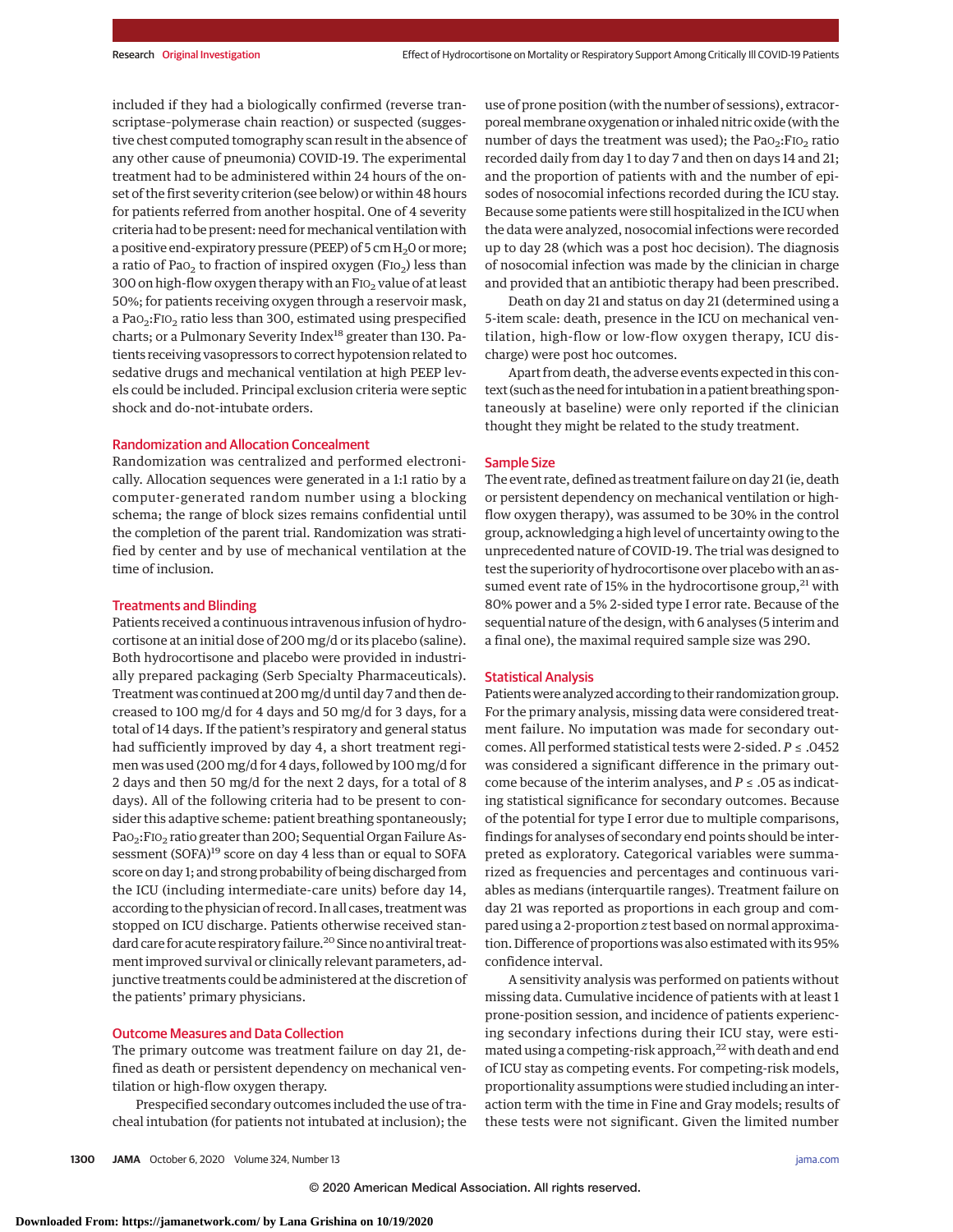included if they had a biologically confirmed (reverse transcriptase–polymerase chain reaction) or suspected (suggestive chest computed tomography scan result in the absence of any other cause of pneumonia) COVID-19. The experimental treatment had to be administered within 24 hours of the onset of the first severity criterion (see below) or within 48 hours for patients referred from another hospital. One of 4 severity criteria had to be present: need for mechanical ventilation with a positive end-expiratory pressure (PEEP) of 5 cm $H_2O$ or more; a ratio of $PaO_2$ to fraction of inspired oxygen ($FIO_2$) less than 300 on high-flow oxygen therapy with an $FIO_2$ value of at least 50%; for patients receiving oxygen through a reservoir mask, a $PaO_2$:$FIO_2$ ratio less than 300, estimated using prespecified charts; or a Pulmonary Severity Index[18] greater than 130. Patients receiving vasopressors to correct hypotension related to sedative drugs and mechanical ventilation at high PEEP levels could be included. Principal exclusion criteria were septic shock and do-not-intubate orders.

### Randomization and Allocation Concealment

Randomization was centralized and performed electronically. Allocation sequences were generated in a 1:1 ratio by a computer-generated random number using a blocking schema; the range of block sizes remains confidential until the completion of the parent trial. Randomization was stratified by center and by use of mechanical ventilation at the time of inclusion.

### Treatments and Blinding

Patients received a continuous intravenous infusion of hydrocortisone at an initial dose of 200 mg/d or its placebo (saline). Both hydrocortisone and placebo were provided in industrially prepared packaging (Serb Specialty Pharmaceuticals). Treatment was continued at 200 mg/d until day 7 and then decreased to 100 mg/d for 4 days and 50 mg/d for 3 days, for a total of 14 days. If the patient's respiratory and general status had sufficiently improved by day 4, a short treatment regimen was used (200 mg/d for 4 days, followed by 100 mg/d for 2 days and then 50 mg/d for the next 2 days, for a total of 8 days). All of the following criteria had to be present to consider this adaptive scheme: patient breathing spontaneously; $PaO_2$:$FIO_2$ ratio greater than 200; Sequential Organ Failure Assessment (SOFA)[19] score on day 4 less than or equal to SOFA score on day 1; and strong probability of being discharged from the ICU (including intermediate-care units) before day 14, according to the physician of record. In all cases, treatment was stopped on ICU discharge. Patients otherwise received standard care for acute respiratory failure.[20] Since no antiviral treatment improved survival or clinically relevant parameters, adjunctive treatments could be administered at the discretion of the patients' primary physicians.

### Outcome Measures and Data Collection

The primary outcome was treatment failure on day 21, defined as death or persistent dependency on mechanical ventilation or high-flow oxygen therapy.

Prespecified secondary outcomes included the use of tracheal intubation (for patients not intubated at inclusion); the use of prone position (with the number of sessions), extracorporeal membrane oxygenation or inhaled nitric oxide (with the number of days the treatment was used); the $PaO_2$:$FIO_2$ ratio recorded daily from day 1 to day 7 and then on days 14 and 21; and the proportion of patients with and the number of episodes of nosocomial infections recorded during the ICU stay. Because some patients were still hospitalized in the ICU when the data were analyzed, nosocomial infections were recorded up to day 28 (which was a post hoc decision). The diagnosis of nosocomial infection was made by the clinician in charge and provided that an antibiotic therapy had been prescribed.

Death on day 21 and status on day 21 (determined using a 5-item scale: death, presence in the ICU on mechanical ventilation, high-flow or low-flow oxygen therapy, ICU discharge) were post hoc outcomes.

Apart from death, the adverse events expected in this context (such as the need for intubation in a patient breathing spontaneously at baseline) were only reported if the clinician thought they might be related to the study treatment.

### Sample Size

The event rate, defined as treatment failure on day 21 (ie, death or persistent dependency on mechanical ventilation or high-flow oxygen therapy), was assumed to be 30% in the control group, acknowledging a high level of uncertainty owing to the unprecedented nature of COVID-19. The trial was designed to test the superiority of hydrocortisone over placebo with an assumed event rate of 15% in the hydrocortisone group,[21] with 80% power and a 5% 2-sided type I error rate. Because of the sequential nature of the design, with 6 analyses (5 interim and a final one), the maximal required sample size was 290.

### Statistical Analysis

Patients were analyzed according to their randomization group. For the primary analysis, missing data were considered treatment failure. No imputation was made for secondary outcomes. All performed statistical tests were 2-sided. $P \leq .0452$ was considered a significant difference in the primary outcome because of the interim analyses, and $P \leq .05$ as indicating statistical significance for secondary outcomes. Because of the potential for type I error due to multiple comparisons, findings for analyses of secondary end points should be interpreted as exploratory. Categorical variables were summarized as frequencies and percentages and continuous variables as medians (interquartile ranges). Treatment failure on day 21 was reported as proportions in each group and compared using a 2-proportion *z* test based on normal approximation. Difference of proportions was also estimated with its 95% confidence interval.

A sensitivity analysis was performed on patients without missing data. Cumulative incidence of patients with at least 1 prone-position session, and incidence of patients experiencing secondary infections during their ICU stay, were estimated using a competing-risk approach,[22] with death and end of ICU stay as competing events. For competing-risk models, proportionality assumptions were studied including an interaction term with the time in Fine and Gray models; results of these tests were not significant. Given the limited number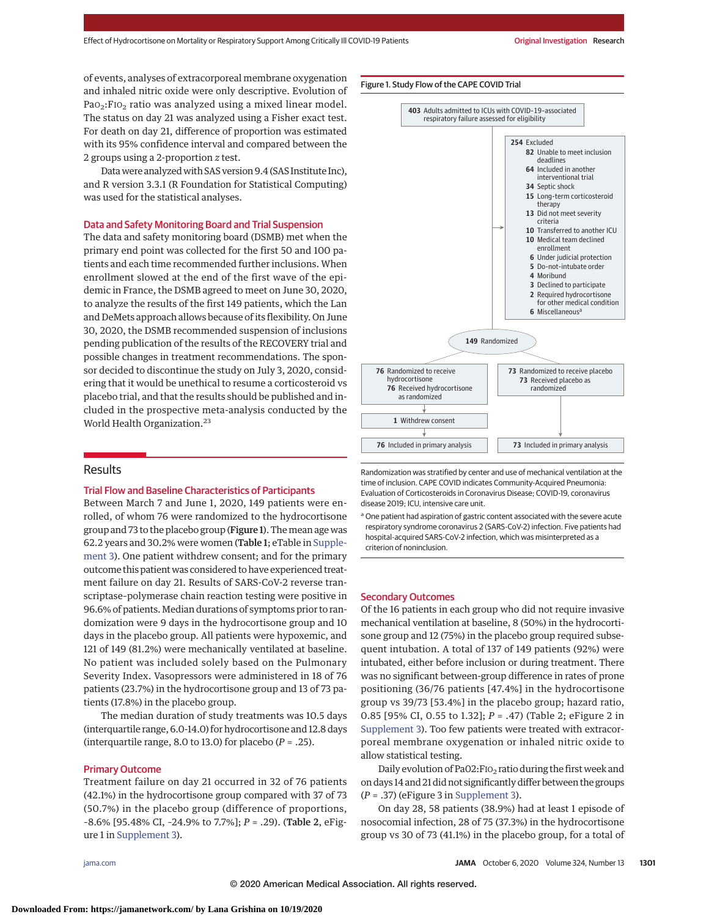of events, analyses of extracorporeal membrane oxygenation and inhaled nitric oxide were only descriptive. Evolution of $Pa_{O_2}$:$F_{IO_2}$ ratio was analyzed using a mixed linear model. The status on day 21 was analyzed using a Fisher exact test. For death on day 21, difference of proportion was estimated with its 95% confidence interval and compared between the 2 groups using a 2-proportion $z$ test.

Data were analyzed with SAS version 9.4 (SAS Institute Inc), and R version 3.3.1 (R Foundation for Statistical Computing) was used for the statistical analyses.

### Data and Safety Monitoring Board and Trial Suspension

The data and safety monitoring board (DSMB) met when the primary end point was collected for the first 50 and 100 patients and each time recommended further inclusions. When enrollment slowed at the end of the first wave of the epidemic in France, the DSMB agreed to meet on June 30, 2020, to analyze the results of the first 149 patients, which the Lan and DeMets approach allows because of its flexibility. On June 30, 2020, the DSMB recommended suspension of inclusions pending publication of the results of the RECOVERY trial and possible changes in treatment recommendations. The sponsor decided to discontinue the study on July 3, 2020, considering that it would be unethical to resume a corticosteroid vs placebo trial, and that the results should be published and included in the prospective meta-analysis conducted by the World Health Organization.[23]

## Results

### Trial Flow and Baseline Characteristics of Participants

Between March 7 and June 1, 2020, 149 patients were enrolled, of whom 76 were randomized to the hydrocortisone group and 73 to the placebo group (**Figure 1**). The mean age was 62.2 years and 30.2% were women (**Table 1**; eTable in Supplement 3). One patient withdrew consent; and for the primary outcome this patient was considered to have experienced treatment failure on day 21. Results of SARS-CoV-2 reverse transcriptase-polymerase chain reaction testing were positive in 96.6% of patients. Median durations of symptoms prior to randomization were 9 days in the hydrocortisone group and 10 days in the placebo group. All patients were hypoxemic, and 121 of 149 (81.2%) were mechanically ventilated at baseline. No patient was included solely based on the Pulmonary Severity Index. Vasopressors were administered in 18 of 76 patients (23.7%) in the hydrocortisone group and 13 of 73 patients (17.8%) in the placebo group.

The median duration of study treatments was 10.5 days (interquartile range, 6.0-14.0) for hydrocortisone and 12.8 days (interquartile range, 8.0 to 13.0) for placebo ($P$ = .25).

### Primary Outcome

Treatment failure on day 21 occurred in 32 of 76 patients (42.1%) in the hydrocortisone group compared with 37 of 73 (50.7%) in the placebo group (difference of proportions, −8.6% [95.48% CI, −24.9% to 7.7%]; $P$ = .29). (**Table 2**, eFigure 1 in Supplement 3).

**Figure 1. Study Flow of the CAPE COVID Trial**

- **403** Adults admitted to ICUs with COVID-19–associated respiratory failure assessed for eligibility
- **254** Excluded
  - **82** Unable to meet inclusion deadlines
  - **64** Included in another interventional trial
  - **34** Septic shock
  - **15** Long-term corticosteroid therapy
  - **13** Did not meet severity criteria
  - **10** Transferred to another ICU
  - **10** Medical team declined enrollment
  - **6** Under judicial protection
  - **5** Do-not-intubate order
  - **4** Moribund
  - **3** Declined to participate
  - **2** Required hydrocortisone for other medical condition
  - **6** Miscellaneous[a]
- **149** Randomized
  - **76** Randomized to receive hydrocortisone; **76** Received hydrocortisone as randomized → **1** Withdrew consent → **76** Included in primary analysis
  - **73** Randomized to receive placebo; **73** Received placebo as randomized → **73** Included in primary analysis

Randomization was stratified by center and use of mechanical ventilation at the time of inclusion. CAPE COVID indicates Community-Acquired Pneumonia: Evaluation of Corticosteroids in Coronavirus Disease; COVID-19, coronavirus disease 2019; ICU, intensive care unit.

[a] One patient had aspiration of gastric content associated with the severe acute respiratory syndrome coronavirus 2 (SARS-CoV-2) infection. Five patients had hospital-acquired SARS-CoV-2 infection, which was misinterpreted as a criterion of noninclusion.

### Secondary Outcomes

Of the 16 patients in each group who did not require invasive mechanical ventilation at baseline, 8 (50%) in the hydrocortisone group and 12 (75%) in the placebo group required subsequent intubation. A total of 137 of 149 patients (92%) were intubated, either before inclusion or during treatment. There was no significant between-group difference in rates of prone positioning (36/76 patients [47.4%] in the hydrocortisone group vs 39/73 [53.4%] in the placebo group; hazard ratio, 0.85 [95% CI, 0.55 to 1.32]; $P$ = .47) (Table 2; eFigure 2 in Supplement 3). Too few patients were treated with extracorporeal membrane oxygenation or inhaled nitric oxide to allow statistical testing.

Daily evolution of Pa02:$F_{IO_2}$ ratio during the first week and on days 14 and 21 did not significantly differ between the groups ($P$ = .37) (eFigure 3 in Supplement 3).

On day 28, 58 patients (38.9%) had at least 1 episode of nosocomial infection, 28 of 75 (37.3%) in the hydrocortisone group vs 30 of 73 (41.1%) in the placebo group, for a total of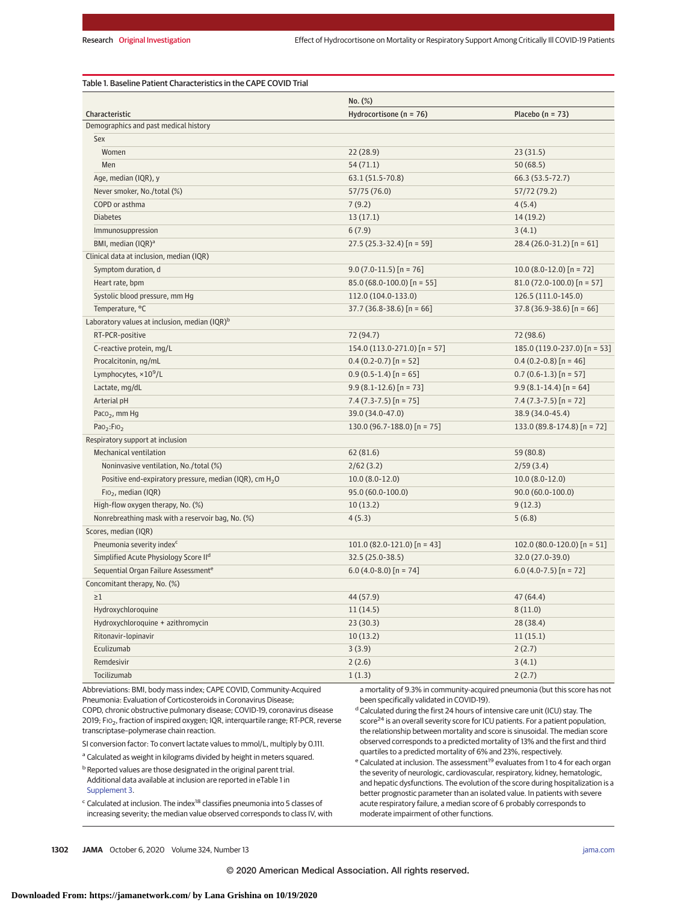Table 1. Baseline Patient Characteristics in the CAPE COVID Trial

| Characteristic | No. (%) | |
|---|---|---|
| | Hydrocortisone (n = 76) | Placebo (n = 73) |
| **Demographics and past medical history** | | |
| Sex | | |
| Women | 22 (28.9) | 23 (31.5) |
| Men | 54 (71.1) | 50 (68.5) |
| Age, median (IQR), y | 63.1 (51.5-70.8) | 66.3 (53.5-72.7) |
| Never smoker, No./total (%) | 57/75 (76.0) | 57/72 (79.2) |
| COPD or asthma | 7 (9.2) | 4 (5.4) |
| Diabetes | 13 (17.1) | 14 (19.2) |
| Immunosuppression | 6 (7.9) | 3 (4.1) |
| BMI, median (IQR)[a] | 27.5 (25.3-32.4) [n = 59] | 28.4 (26.0-31.2) [n = 61] |
| **Clinical data at inclusion, median (IQR)** | | |
| Symptom duration, d | 9.0 (7.0-11.5) [n = 76] | 10.0 (8.0-12.0) [n = 72] |
| Heart rate, bpm | 85.0 (68.0-100.0) [n = 55] | 81.0 (72.0-100.0) [n = 57] |
| Systolic blood pressure, mm Hg | 112.0 (104.0-133.0) | 126.5 (111.0-145.0) |
| Temperature, °C | 37.7 (36.8-38.6) [n = 66] | 37.8 (36.9-38.6) [n = 66] |
| **Laboratory values at inclusion, median (IQR)[b]** | | |
| RT-PCR-positive | 72 (94.7) | 72 (98.6) |
| C-reactive protein, mg/L | 154.0 (113.0-271.0) [n = 57] | 185.0 (119.0-237.0) [n = 53] |
| Procalcitonin, ng/mL | 0.4 (0.2-0.7) [n = 52] | 0.4 (0.2-0.8) [n = 46] |
| Lymphocytes, $\times 10^9$/L | 0.9 (0.5-1.4) [n = 65] | 0.7 (0.6-1.3) [n = 57] |
| Lactate, mg/dL | 9.9 (8.1-12.6) [n = 73] | 9.9 (8.1-14.4) [n = 64] |
| Arterial pH | 7.4 (7.3-7.5) [n = 75] | 7.4 (7.3-7.5) [n = 72] |
| $Paco_2$, mm Hg | 39.0 (34.0-47.0) | 38.9 (34.0-45.4) |
| $Pao_2$:$Fio_2$ | 130.0 (96.7-188.0) [n = 75] | 133.0 (89.8-174.8) [n = 72] |
| **Respiratory support at inclusion** | | |
| Mechanical ventilation | 62 (81.6) | 59 (80.8) |
| Noninvasive ventilation, No./total (%) | 2/62 (3.2) | 2/59 (3.4) |
| Positive end-expiratory pressure, median (IQR), cm $H_2O$ | 10.0 (8.0-12.0) | 10.0 (8.0-12.0) |
| $Fio_2$, median (IQR) | 95.0 (60.0-100.0) | 90.0 (60.0-100.0) |
| High-flow oxygen therapy, No. (%) | 10 (13.2) | 9 (12.3) |
| Nonrebreathing mask with a reservoir bag, No. (%) | 4 (5.3) | 5 (6.8) |
| **Scores, median (IQR)** | | |
| Pneumonia severity index[c] | 101.0 (82.0-121.0) [n = 43] | 102.0 (80.0-120.0) [n = 51] |
| Simplified Acute Physiology Score II[d] | 32.5 (25.0-38.5) | 32.0 (27.0-39.0) |
| Sequential Organ Failure Assessment[e] | 6.0 (4.0-8.0) [n = 74] | 6.0 (4.0-7.5) [n = 72] |
| **Concomitant therapy, No. (%)** | | |
| ≥1 | 44 (57.9) | 47 (64.4) |
| Hydroxychloroquine | 11 (14.5) | 8 (11.0) |
| Hydroxychloroquine + azithromycin | 23 (30.3) | 28 (38.4) |
| Ritonavir-lopinavir | 10 (13.2) | 11 (15.1) |
| Eculizumab | 3 (3.9) | 2 (2.7) |
| Remdesivir | 2 (2.6) | 3 (4.1) |
| Tocilizumab | 1 (1.3) | 2 (2.7) |

Abbreviations: BMI, body mass index; CAPE COVID, Community-Acquired Pneumonia: Evaluation of Corticosteroids in Coronavirus Disease; COPD, chronic obstructive pulmonary disease; COVID-19, coronavirus disease 2019; $Fio_2$, fraction of inspired oxygen; IQR, interquartile range; RT-PCR, reverse transcriptase–polymerase chain reaction.

SI conversion factor: To convert lactate values to mmol/L, multiply by 0.111.

[a] Calculated as weight in kilograms divided by height in meters squared.

[b] Reported values are those designated in the original parent trial. Additional data available at inclusion are reported in eTable 1 in Supplement 3.

[c] Calculated at inclusion. The index[18] classifies pneumonia into 5 classes of increasing severity; the median value observed corresponds to class IV, with a mortality of 9.3% in community-acquired pneumonia (but this score has not been specifically validated in COVID-19).

[d] Calculated during the first 24 hours of intensive care unit (ICU) stay. The score[24] is an overall severity score for ICU patients. For a patient population, the relationship between mortality and score is sinusoidal. The median score observed corresponds to a predicted mortality of 13% and the first and third quartiles to a predicted mortality of 6% and 23%, respectively.

[e] Calculated at inclusion. The assessment[19] evaluates from 1 to 4 for each organ the severity of neurologic, cardiovascular, respiratory, kidney, hematologic, and hepatic dysfunctions. The evolution of the score during hospitalization is a better prognostic parameter than an isolated value. In patients with severe acute respiratory failure, a median score of 6 probably corresponds to moderate impairment of other functions.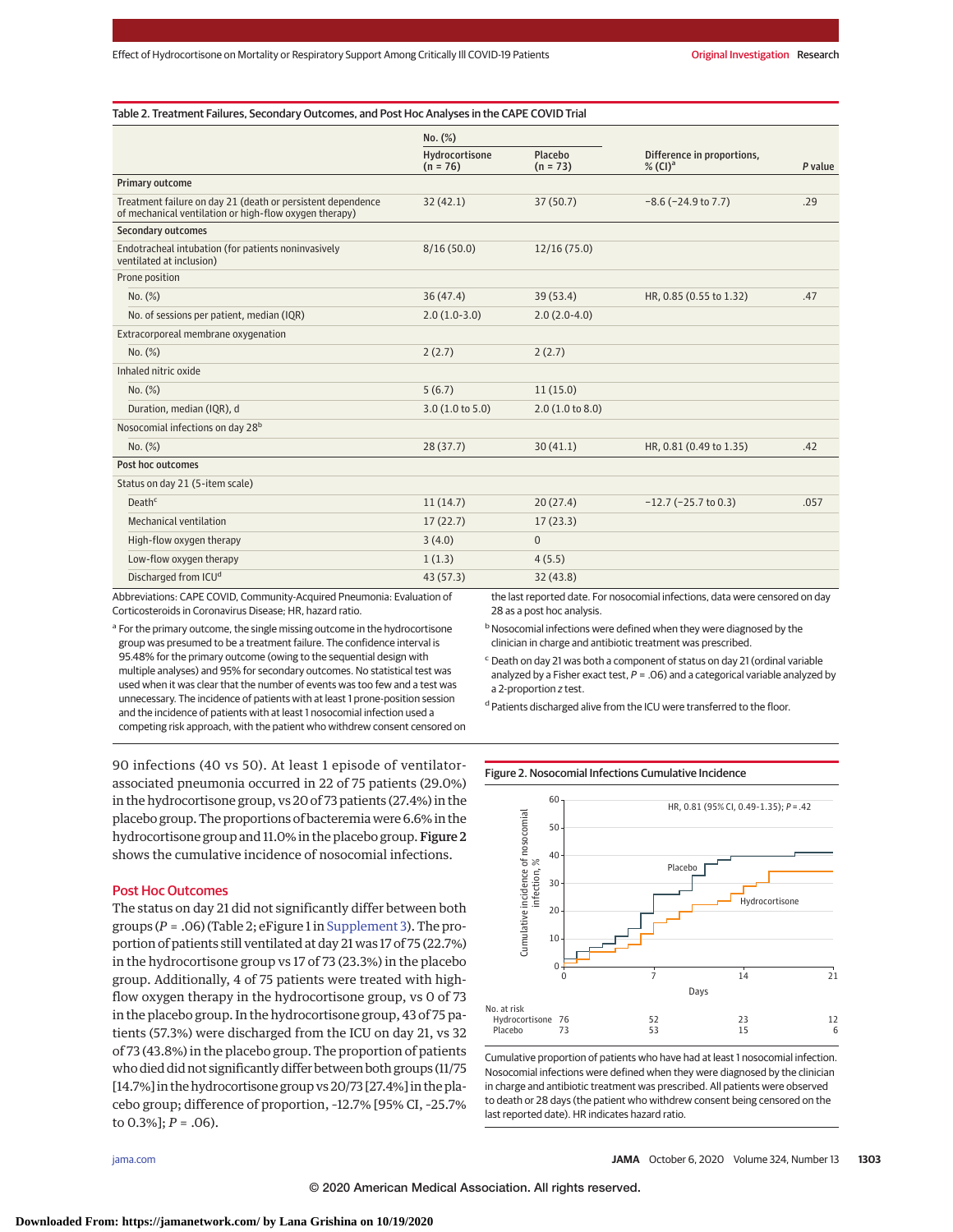Table 2. Treatment Failures, Secondary Outcomes, and Post Hoc Analyses in the CAPE COVID Trial

| | No. (%) | | | |
|---|---|---|---|---|
| | Hydrocortisone (n = 76) | Placebo (n = 73) | Difference in proportions, % (CI)[a] | P value |
| **Primary outcome** | | | | |
| Treatment failure on day 21 (death or persistent dependence of mechanical ventilation or high-flow oxygen therapy) | 32 (42.1) | 37 (50.7) | −8.6 (−24.9 to 7.7) | .29 |
| **Secondary outcomes** | | | | |
| Endotracheal intubation (for patients noninvasively ventilated at inclusion) | 8/16 (50.0) | 12/16 (75.0) | | |
| Prone position | | | | |
| No. (%) | 36 (47.4) | 39 (53.4) | HR, 0.85 (0.55 to 1.32) | .47 |
| No. of sessions per patient, median (IQR) | 2.0 (1.0-3.0) | 2.0 (2.0-4.0) | | |
| Extracorporeal membrane oxygenation | | | | |
| No. (%) | 2 (2.7) | 2 (2.7) | | |
| Inhaled nitric oxide | | | | |
| No. (%) | 5 (6.7) | 11 (15.0) | | |
| Duration, median (IQR), d | 3.0 (1.0 to 5.0) | 2.0 (1.0 to 8.0) | | |
| Nosocomial infections on day 28[b] | | | | |
| No. (%) | 28 (37.7) | 30 (41.1) | HR, 0.81 (0.49 to 1.35) | .42 |
| **Post hoc outcomes** | | | | |
| Status on day 21 (5-item scale) | | | | |
| Death[c] | 11 (14.7) | 20 (27.4) | −12.7 (−25.7 to 0.3) | .057 |
| Mechanical ventilation | 17 (22.7) | 17 (23.3) | | |
| High-flow oxygen therapy | 3 (4.0) | 0 | | |
| Low-flow oxygen therapy | 1 (1.3) | 4 (5.5) | | |
| Discharged from ICU[d] | 43 (57.3) | 32 (43.8) | | |

Abbreviations: CAPE COVID, Community-Acquired Pneumonia: Evaluation of Corticosteroids in Coronavirus Disease; HR, hazard ratio.

[a] For the primary outcome, the single missing outcome in the hydrocortisone group was presumed to be a treatment failure. The confidence interval is 95.48% for the primary outcome (owing to the sequential design with multiple analyses) and 95% for secondary outcomes. No statistical test was used when it was clear that the number of events was too few and a test was unnecessary. The incidence of patients with at least 1 prone-position session and the incidence of patients with at least 1 nosocomial infection used a competing risk approach, with the patient who withdrew consent censored on the last reported date. For nosocomial infections, data were censored on day 28 as a post hoc analysis.

[b] Nosocomial infections were defined when they were diagnosed by the clinician in charge and antibiotic treatment was prescribed.

[c] Death on day 21 was both a component of status on day 21 (ordinal variable analyzed by a Fisher exact test, *P* = .06) and a categorical variable analyzed by a 2-proportion *z* test.

[d] Patients discharged alive from the ICU were transferred to the floor.

90 infections (40 vs 50). At least 1 episode of ventilator-associated pneumonia occurred in 22 of 75 patients (29.0%) in the hydrocortisone group, vs 20 of 73 patients (27.4%) in the placebo group. The proportions of bacteremia were 6.6% in the hydrocortisone group and 11.0% in the placebo group. **Figure 2** shows the cumulative incidence of nosocomial infections.

## Post Hoc Outcomes

The status on day 21 did not significantly differ between both groups (*P* = .06) (Table 2; eFigure 1 in Supplement 3). The proportion of patients still ventilated at day 21 was 17 of 75 (22.7%) in the hydrocortisone group vs 17 of 73 (23.3%) in the placebo group. Additionally, 4 of 75 patients were treated with high-flow oxygen therapy in the hydrocortisone group, vs 0 of 73 in the placebo group. In the hydrocortisone group, 43 of 75 patients (57.3%) were discharged from the ICU on day 21, vs 32 of 73 (43.8%) in the placebo group. The proportion of patients who died did not significantly differ between both groups (11/75 [14.7%] in the hydrocortisone group vs 20/73 [27.4%] in the placebo group; difference of proportion, −12.7% [95% CI, −25.7% to 0.3%]; *P* = .06).

Figure 2. Nosocomial Infections Cumulative Incidence

| No. at risk | 0 | 7 | 14 | 21 |
|---|---|---|---|---|
| Hydrocortisone | 76 | 52 | 23 | 12 |
| Placebo | 73 | 53 | 15 | 6 |

Cumulative proportion of patients who have had at least 1 nosocomial infection. Nosocomial infections were defined when they were diagnosed by the clinician in charge and antibiotic treatment was prescribed. All patients were observed to death or 28 days (the patient who withdrew consent being censored on the last reported date). HR indicates hazard ratio.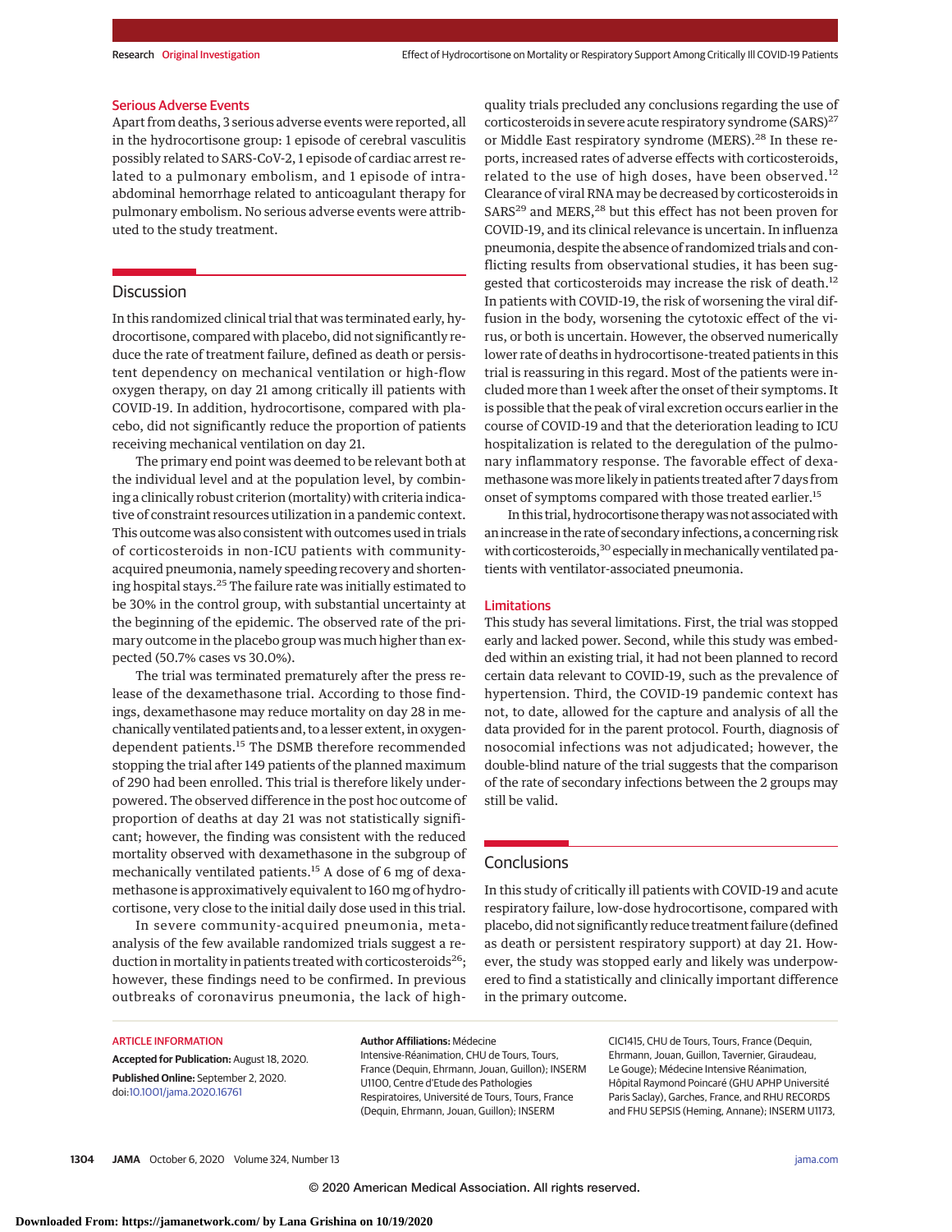### Serious Adverse Events

Apart from deaths, 3 serious adverse events were reported, all in the hydrocortisone group: 1 episode of cerebral vasculitis possibly related to SARS-CoV-2, 1 episode of cardiac arrest related to a pulmonary embolism, and 1 episode of intra-abdominal hemorrhage related to anticoagulant therapy for pulmonary embolism. No serious adverse events were attributed to the study treatment.

## Discussion

In this randomized clinical trial that was terminated early, hydrocortisone, compared with placebo, did not significantly reduce the rate of treatment failure, defined as death or persistent dependency on mechanical ventilation or high-flow oxygen therapy, on day 21 among critically ill patients with COVID-19. In addition, hydrocortisone, compared with placebo, did not significantly reduce the proportion of patients receiving mechanical ventilation on day 21.

The primary end point was deemed to be relevant both at the individual level and at the population level, by combining a clinically robust criterion (mortality) with criteria indicative of constraint resources utilization in a pandemic context. This outcome was also consistent with outcomes used in trials of corticosteroids in non-ICU patients with community-acquired pneumonia, namely speeding recovery and shortening hospital stays.[25] The failure rate was initially estimated to be 30% in the control group, with substantial uncertainty at the beginning of the epidemic. The observed rate of the primary outcome in the placebo group was much higher than expected (50.7% cases vs 30.0%).

The trial was terminated prematurely after the press release of the dexamethasone trial. According to those findings, dexamethasone may reduce mortality on day 28 in mechanically ventilated patients and, to a lesser extent, in oxygen-dependent patients.[15] The DSMB therefore recommended stopping the trial after 149 patients of the planned maximum of 290 had been enrolled. This trial is therefore likely underpowered. The observed difference in the post hoc outcome of proportion of deaths at day 21 was not statistically significant; however, the finding was consistent with the reduced mortality observed with dexamethasone in the subgroup of mechanically ventilated patients.[15] A dose of 6 mg of dexamethasone is approximatively equivalent to 160 mg of hydrocortisone, very close to the initial daily dose used in this trial.

In severe community-acquired pneumonia, meta-analysis of the few available randomized trials suggest a reduction in mortality in patients treated with corticosteroids[26]; however, these findings need to be confirmed. In previous outbreaks of coronavirus pneumonia, the lack of high-quality trials precluded any conclusions regarding the use of corticosteroids in severe acute respiratory syndrome (SARS)[27] or Middle East respiratory syndrome (MERS).[28] In these reports, increased rates of adverse effects with corticosteroids, related to the use of high doses, have been observed.[12] Clearance of viral RNA may be decreased by corticosteroids in SARS[29] and MERS,[28] but this effect has not been proven for COVID-19, and its clinical relevance is uncertain. In influenza pneumonia, despite the absence of randomized trials and conflicting results from observational studies, it has been suggested that corticosteroids may increase the risk of death.[12] In patients with COVID-19, the risk of worsening the viral diffusion in the body, worsening the cytotoxic effect of the virus, or both is uncertain. However, the observed numerically lower rate of deaths in hydrocortisone-treated patients in this trial is reassuring in this regard. Most of the patients were included more than 1 week after the onset of their symptoms. It is possible that the peak of viral excretion occurs earlier in the course of COVID-19 and that the deterioration leading to ICU hospitalization is related to the deregulation of the pulmonary inflammatory response. The favorable effect of dexamethasone was more likely in patients treated after 7 days from onset of symptoms compared with those treated earlier.[15]

In this trial, hydrocortisone therapy was not associated with an increase in the rate of secondary infections, a concerning risk with corticosteroids,[30] especially in mechanically ventilated patients with ventilator-associated pneumonia.

### Limitations

This study has several limitations. First, the trial was stopped early and lacked power. Second, while this study was embedded within an existing trial, it had not been planned to record certain data relevant to COVID-19, such as the prevalence of hypertension. Third, the COVID-19 pandemic context has not, to date, allowed for the capture and analysis of all the data provided for in the parent protocol. Fourth, diagnosis of nosocomial infections was not adjudicated; however, the double-blind nature of the trial suggests that the comparison of the rate of secondary infections between the 2 groups may still be valid.

## Conclusions

In this study of critically ill patients with COVID-19 and acute respiratory failure, low-dose hydrocortisone, compared with placebo, did not significantly reduce treatment failure (defined as death or persistent respiratory support) at day 21. However, the study was stopped early and likely was underpowered to find a statistically and clinically important difference in the primary outcome.

ARTICLE INFORMATION

**Accepted for Publication:** August 18, 2020.

**Published Online:** September 2, 2020. doi:10.1001/jama.2020.16761

**Author Affiliations:** Médecine Intensive-Réanimation, CHU de Tours, Tours, France (Dequin, Ehrmann, Jouan, Guillon); INSERM U1100, Centre d'Etude des Pathologies Respiratoires, Université de Tours, Tours, France (Dequin, Ehrmann, Jouan, Guillon); INSERM CIC1415, CHU de Tours, Tours, France (Dequin, Ehrmann, Jouan, Guillon, Tavernier, Giraudeau, Le Gouge); Médecine Intensive Réanimation, Hôpital Raymond Poincaré (GHU APHP Université Paris Saclay), Garches, France, and RHU RECORDS and FHU SEPSIS (Heming, Annane); INSERM U1173,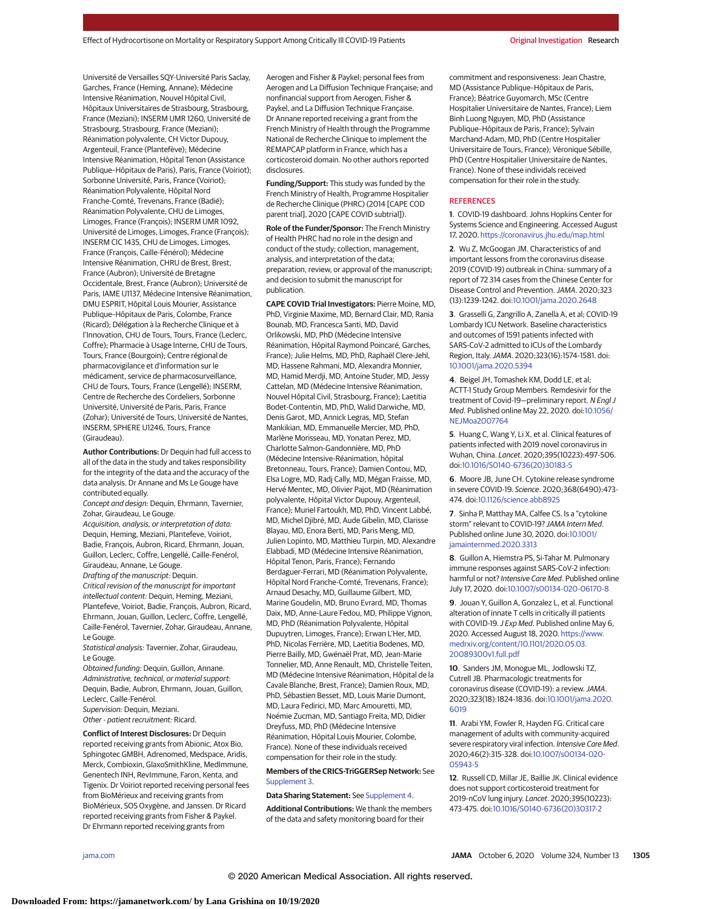Université de Versailles SQY-Université Paris Saclay, Garches, France (Heming, Annane); Médecine Intensive Réanimation, Nouvel Hôpital Civil, Hôpitaux Universitaires de Strasbourg, Strasbourg, France (Meziani); INSERM UMR 1260, Université de Strasbourg, Strasbourg, France (Meziani); Réanimation polyvalente, CH Victor Dupouy, Argenteuil, France (Plantefève); Médecine Intensive Réanimation, Hôpital Tenon (Assistance Publique–Hôpitaux de Paris), Paris, France (Voiriot); Sorbonne Université, Paris, France (Voiriot); Réanimation Polyvalente, Hôpital Nord Franche-Comté, Trevenans, France (Badié); Réanimation Polyvalente, CHU de Limoges, Limoges, France (François); INSERM UMR 1092, Université de Limoges, Limoges, France (François); INSERM CIC 1435, CHU de Limoges, Limoges, France (François, Caille-Fénérol); Médecine Intensive Réanimation, CHRU de Brest, Brest, France (Aubron); Université de Bretagne Occidentale, Brest, France (Aubron); Université de Paris, IAME U1137, Médecine Intensive Réanimation, DMU ESPRIT, Hôpital Louis Mourier, Assistance Publique–Hôpitaux de Paris, Colombe, France (Ricard); Délégation à la Recherche Clinique et à l'Innovation, CHU de Tours, Tours, France (Leclerc, Coffre); Pharmacie à Usage Interne, CHU de Tours, Tours, France (Bourgoin); Centre régional de pharmacovigilance et d'information sur le médicament, service de pharmacosurveillance, CHU de Tours, Tours, France (Lengellé); INSERM, Centre de Recherche des Cordeliers, Sorbonne Université, Université de Paris, Paris, France (Zohar); Université de Tours, Université de Nantes, INSERM, SPHERE U1246, Tours, France (Giraudeau).

**Author Contributions:** Dr Dequin had full access to all of the data in the study and takes responsibility for the integrity of the data and the accuracy of the data analysis. Dr Annane and Ms Le Gouge have contributed equally.
*Concept and design:* Dequin, Ehrmann, Tavernier, Zohar, Giraudeau, Le Gouge.
*Acquisition, analysis, or interpretation of data:* Dequin, Heming, Meziani, Plantefeve, Voiriot, Badie, François, Aubron, Ricard, Ehrmann, Jouan, Guillon, Leclerc, Coffre, Lengellé, Caille-Fenérol, Giraudeau, Annane, Le Gouge.
*Drafting of the manuscript:* Dequin.
*Critical revision of the manuscript for important intellectual content:* Dequin, Heming, Meziani, Plantefeve, Voiriot, Badie, François, Aubron, Ricard, Ehrmann, Jouan, Guillon, Leclerc, Coffre, Lengellé, Caille-Fenérol, Tavernier, Zohar, Giraudeau, Annane, Le Gouge.
*Statistical analysis:* Tavernier, Zohar, Giraudeau, Le Gouge.
*Obtained funding:* Dequin, Guillon, Annane.
*Administrative, technical, or material support:* Dequin, Badie, Aubron, Ehrmann, Jouan, Guillon, Leclerc, Coffre, Caille-Fenérol.
*Supervision:* Dequin, Meziani.
*Other - patient recruitment:* Ricard.

**Conflict of Interest Disclosures:** Dr Dequin reported receiving grants from Abionic, Atox Bio, Sphingotec GMBH, Adrenomed, Medspace, Aridis, Merck, Combioxin, GlaxoSmithKline, MedImmune, Genentech INH, RevImmune, Faron, Kenta, and Tigenix. Dr Voiriot reported receiving personal fees from BioMérieux and receiving grants from BioMérieux, SOS Oxygène, and Janssen. Dr Ricard reported receiving grants from Fisher & Paykel. Dr Ehrmann reported receiving grants from Aerogen and Fisher & Paykel; personal fees from Aerogen and La Diffusion Technique Française; and nonfinancial support from Aerogen, Fisher & Paykel, and La Diffusion Technique Française. Dr Annane reported receiving a grant from the French Ministry of Health through the Programme National de Recherche Clinique to implement the REMAPCAP platform in France, which has a corticosteroid domain. No other authors reported disclosures.

**Funding/Support:** This study was funded by the French Ministry of Health, Programme Hospitalier de Recherche Clinique (PHRC) (2014 [CAPE COD parent trial], 2020 [CAPE COVID subtrial]).

**Role of the Funder/Sponsor:** The French Ministry of Health PHRC had no role in the design and conduct of the study; collection, management, analysis, and interpretation of the data; preparation, review, or approval of the manuscript; and decision to submit the manuscript for publication.

**CAPE COVID Trial Investigators:** Pierre Moine, MD, PhD, Virginie Maxime, MD, Bernard Clair, MD, Rania Bounab, MD, Francesca Santi, MD, David Orlikowski, MD, PhD (Médecine Intensive Réanimation, Hôpital Raymond Poincaré, Garches, France); Julie Helms, MD, PhD, Raphaël Clere-Jehl, MD, Hassene Rahmani, MD, Alexandra Monnier, MD, Hamid Merdji, MD, Antoine Studer, MD, Jessy Cattelan, MD (Médecine Intensive Réanimation, Nouvel Hôpital Civil, Strasbourg, France); Laetitia Bodet-Contentin, MD, PhD, Walid Darwiche, MD, Denis Garot, MD, Annick Legras, MD, Stefan Mankikian, MD, Emmanuelle Mercier, MD, PhD, Marlène Morisseau, MD, Yonatan Perez, MD, Charlotte Salmon-Gandonnière, MD, PhD (Médecine Intensive-Réanimation, hôpital Bretonneau, Tours, France); Damien Contou, MD, Elsa Logre, MD, Radj Cally, MD, Mégan Fraisse, MD, Hervé Mentec, MD, Olivier Pajot, MD (Réanimation polyvalente, Hôpital Victor Dupouy, Argenteuil, France); Muriel Fartoukh, MD, PhD, Vincent Labbé, MD, Michel Djibré, MD, Aude Gibelin, MD, Clarisse Blayau, MD, Enora Berti, MD, Paris Meng, MD, Julien Lopinto, MD, Matthieu Turpin, MD, Alexandre Elabbadi, MD (Médecine Intensive Réanimation, Hôpital Tenon, Paris, France); Fernando Berdaguer-Ferrari, MD (Réanimation Polyvalente, Hôpital Nord Franche-Comté, Trevenans, France); Arnaud Desachy, MD, Guillaume Gilbert, MD, Marine Goudelin, MD, Bruno Evrard, MD, Thomas Daix, MD, Anne-Laure Fedou, MD, Philippe Vignon, MD, PhD (Réanimation Polyvalente, Hôpital Dupuytren, Limoges, France); Erwan L'Her, MD, PhD, Nicolas Ferrière, MD, Laetitia Bodenes, MD, Pierre Bailly, MD, Gwénaël Prat, MD, Jean-Marie Tonnelier, MD, Anne Renault, MD, Christelle Teiten, MD (Médecine Intensive Réanimation, Hôpital de la Cavale Blanche, Brest, France); Damien Roux, MD, PhD, Sébastien Besset, MD, Louis Marie Dumont, MD, Laura Fedirici, MD, Marc Amouretti, MD, Noémie Zucman, MD, Santiago Freita, MD, Didier Dreyfuss, MD, PhD (Médecine Intensive Réanimation, Hôpital Louis Mourier, Colombe, France). None of these individuals received compensation for their role in the study.

**Members of the CRICS-TriGGERSep Network:** See Supplement 3.

**Data Sharing Statement:** See Supplement 4.

**Additional Contributions:** We thank the members of the data and safety monitoring board for their commitment and responsiveness: Jean Chastre, MD (Assistance Publique–Hôpitaux de Paris, France); Béatrice Guyomarch, MSc (Centre Hospitalier Universitaire de Nantes, France); Liem Binh Luong Nguyen, MD, PhD (Assistance Publique–Hôpitaux de Paris, France); Sylvain Marchand-Adam, MD, PhD (Centre Hospitalier Universitaire de Tours, France); Véronique Sébille, PhD (Centre Hospitalier Universitaire de Nantes, France). None of these individuals received compensation for their role in the study.

## REFERENCES

1. COVID-19 dashboard. Johns Hopkins Center for Systems Science and Engineering. Accessed August 17, 2020. https://coronavirus.jhu.edu/map.html

2. Wu Z, McGoogan JM. Characteristics of and important lessons from the coronavirus disease 2019 (COVID-19) outbreak in China: summary of a report of 72 314 cases from the Chinese Center for Disease Control and Prevention. *JAMA*. 2020;323(13):1239-1242. doi:10.1001/jama.2020.2648

3. Grasselli G, Zangrillo A, Zanella A, et al; COVID-19 Lombardy ICU Network. Baseline characteristics and outcomes of 1591 patients infected with SARS-CoV-2 admitted to ICUs of the Lombardy Region, Italy. *JAMA*. 2020;323(16):1574-1581. doi:10.1001/jama.2020.5394

4. Beigel JH, Tomashek KM, Dodd LE, et al; ACTT-1 Study Group Members. Remdesivir for the treatment of Covid-19—preliminary report. *N Engl J Med*. Published online May 22, 2020. doi:10.1056/NEJMoa2007764

5. Huang C, Wang Y, Li X, et al. Clinical features of patients infected with 2019 novel coronavirus in Wuhan, China. *Lancet*. 2020;395(10223):497-506. doi:10.1016/S0140-6736(20)30183-5

6. Moore JB, June CH. Cytokine release syndrome in severe COVID-19. *Science*. 2020;368(6490):473-474. doi:10.1126/science.abb8925

7. Sinha P, Matthay MA, Calfee CS. Is a "cytokine storm" relevant to COVID-19? *JAMA Intern Med*. Published online June 30, 2020. doi:10.1001/jamainternmed.2020.3313

8. Guillon A, Hiemstra PS, Si-Tahar M. Pulmonary immune responses against SARS-CoV-2 infection: harmful or not? *Intensive Care Med*. Published online July 17, 2020. doi:10.1007/s00134-020-06170-8

9. Jouan Y, Guillon A, Gonzalez L, et al. Functional alteration of innate T cells in critically ill patients with COVID-19. *J Exp Med*. Published online May 6, 2020. Accessed August 18, 2020. https://www.medrxiv.org/content/10.1101/2020.05.03.20089300v1.full.pdf

10. Sanders JM, Monogue ML, Jodlowski TZ, Cutrell JB. Pharmacologic treatments for coronavirus disease (COVID-19): a review. *JAMA*. 2020;323(18):1824-1836. doi:10.1001/jama.2020.6019

11. Arabi YM, Fowler R, Hayden FG. Critical care management of adults with community-acquired severe respiratory viral infection. *Intensive Care Med*. 2020;46(2):315-328. doi:10.1007/s00134-020-05943-5

12. Russell CD, Millar JE, Baillie JK. Clinical evidence does not support corticosteroid treatment for 2019-nCoV lung injury. *Lancet*. 2020;395(10223):473-475. doi:10.1016/S0140-6736(20)30317-2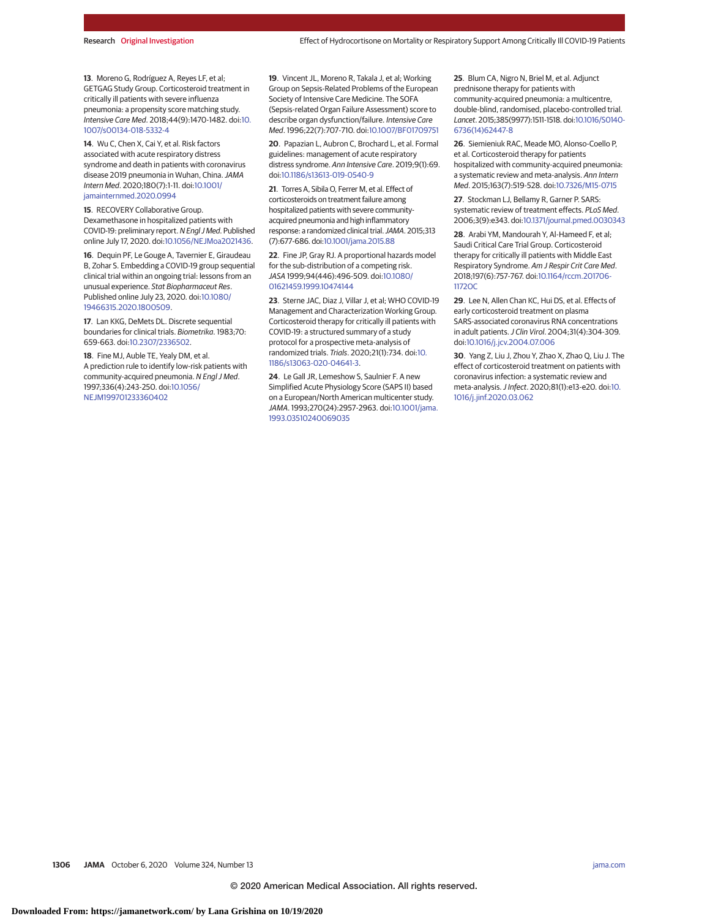13. Moreno G, Rodríguez A, Reyes LF, et al; GETGAG Study Group. Corticosteroid treatment in critically ill patients with severe influenza pneumonia: a propensity score matching study. *Intensive Care Med*. 2018;44(9):1470-1482. doi:10.1007/s00134-018-5332-4

14. Wu C, Chen X, Cai Y, et al. Risk factors associated with acute respiratory distress syndrome and death in patients with coronavirus disease 2019 pneumonia in Wuhan, China. *JAMA Intern Med*. 2020;180(7):1-11. doi:10.1001/jamainternmed.2020.0994

15. RECOVERY Collaborative Group. Dexamethasone in hospitalized patients with COVID-19: preliminary report. *N Engl J Med*. Published online July 17, 2020. doi:10.1056/NEJMoa2021436.

16. Dequin PF, Le Gouge A, Tavernier E, Giraudeau B, Zohar S. Embedding a COVID-19 group sequential clinical trial within an ongoing trial: lessons from an unusual experience. *Stat Biopharmaceut Res*. Published online July 23, 2020. doi:10.1080/19466315.2020.1800509.

17. Lan KKG, DeMets DL. Discrete sequential boundaries for clinical trials. *Biometrika*. 1983;70:659-663. doi:10.2307/2336502.

18. Fine MJ, Auble TE, Yealy DM, et al. A prediction rule to identify low-risk patients with community-acquired pneumonia. *N Engl J Med*. 1997;336(4):243-250. doi:10.1056/NEJM199701233360402

19. Vincent JL, Moreno R, Takala J, et al; Working Group on Sepsis-Related Problems of the European Society of Intensive Care Medicine. The SOFA (Sepsis-related Organ Failure Assessment) score to describe organ dysfunction/failure. *Intensive Care Med*. 1996;22(7):707-710. doi:10.1007/BF01709751

20. Papazian L, Aubron C, Brochard L, et al. Formal guidelines: management of acute respiratory distress syndrome. *Ann Intensive Care*. 2019;9(1):69. doi:10.1186/s13613-019-0540-9

21. Torres A, Sibila O, Ferrer M, et al. Effect of corticosteroids on treatment failure among hospitalized patients with severe community-acquired pneumonia and high inflammatory response: a randomized clinical trial. *JAMA*. 2015;313(7):677-686. doi:10.1001/jama.2015.88

22. Fine JP, Gray RJ. A proportional hazards model for the sub-distribution of a competing risk. *JASA* 1999;94(446):496-509. doi:10.1080/01621459.1999.10474144

23. Sterne JAC, Diaz J, Villar J, et al; WHO COVID-19 Management and Characterization Working Group. Corticosteroid therapy for critically ill patients with COVID-19: a structured summary of a study protocol for a prospective meta-analysis of randomized trials. *Trials*. 2020;21(1):734. doi:10.1186/s13063-020-04641-3.

24. Le Gall JR, Lemeshow S, Saulnier F. A new Simplified Acute Physiology Score (SAPS II) based on a European/North American multicenter study. *JAMA*. 1993;270(24):2957-2963. doi:10.1001/jama.1993.03510240069035

25. Blum CA, Nigro N, Briel M, et al. Adjunct prednisone therapy for patients with community-acquired pneumonia: a multicentre, double-blind, randomised, placebo-controlled trial. *Lancet*. 2015;385(9977):1511-1518. doi:10.1016/S0140-6736(14)62447-8

26. Siemieniuk RAC, Meade MO, Alonso-Coello P, et al. Corticosteroid therapy for patients hospitalized with community-acquired pneumonia: a systematic review and meta-analysis. *Ann Intern Med*. 2015;163(7):519-528. doi:10.7326/M15-0715

27. Stockman LJ, Bellamy R, Garner P. SARS: systematic review of treatment effects. *PLoS Med*. 2006;3(9):e343. doi:10.1371/journal.pmed.0030343

28. Arabi YM, Mandourah Y, Al-Hameed F, et al; Saudi Critical Care Trial Group. Corticosteroid therapy for critically ill patients with Middle East Respiratory Syndrome. *Am J Respir Crit Care Med*. 2018;197(6):757-767. doi:10.1164/rccm.201706-1172OC

29. Lee N, Allen Chan KC, Hui DS, et al. Effects of early corticosteroid treatment on plasma SARS-associated coronavirus RNA concentrations in adult patients. *J Clin Virol*. 2004;31(4):304-309. doi:10.1016/j.jcv.2004.07.006

30. Yang Z, Liu J, Zhou Y, Zhao X, Zhao Q, Liu J. The effect of corticosteroid treatment on patients with coronavirus infection: a systematic review and meta-analysis. *J Infect*. 2020;81(1):e13-e20. doi:10.1016/j.jinf.2020.03.062